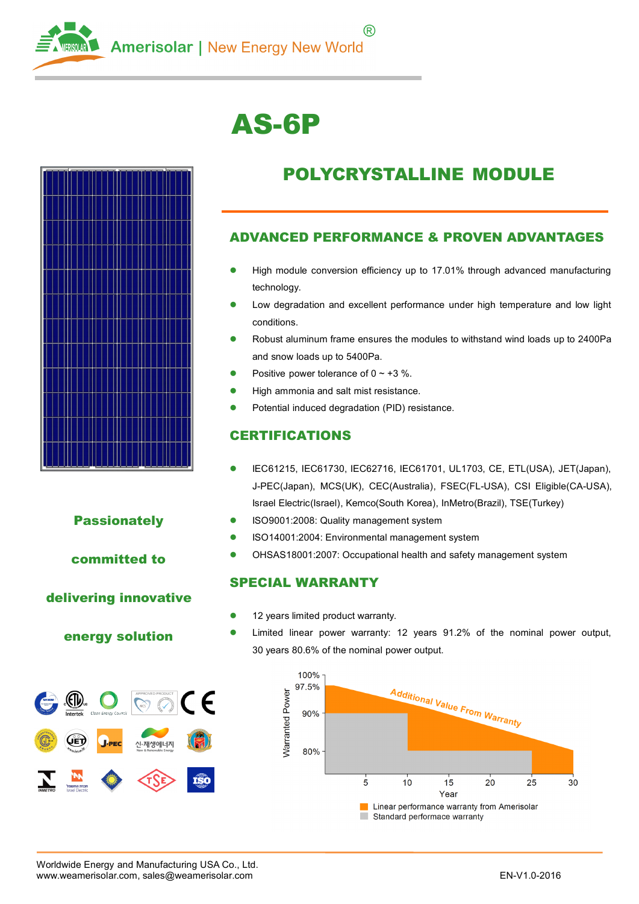Amerisolar | New Energy New World®

# AS-6P

## POLYCRYSTALLINE MODULE

### ADVANCED PERFORMANCE & PROVEN ADVANTAGES

- High module conversion efficiency up to 17.01% through advanced manufacturing technology.
- Low degradation and excellent performance under high temperature and low light conditions.
- Robust aluminum frame ensures the modules to withstand wind loads up to 2400Pa and snow loads up to 5400Pa.
- Positive power tolerance of 0 ~ +3 %.
- High ammonia and salt mist resistance.
- Potential induced degradation (PID) resistance.

### CERTIFICATIONS

- IEC61215, IEC61730, IEC62716, IEC61701, UL1703, CE, ETL(USA), JET(Japan), J-PEC(Japan), MCS(UK), CEC(Australia), FSEC(FL-USA), CSI Eligible(CA-USA), Israel Electric(Israel), Kemco(South Korea), InMetro(Brazil), TSE(Turkey)
- ISO9001:2008: Quality management system
- ISO14001:2004: Environmental management system
- OHSAS18001:2007: Occupational health and safety management system

### SPECIAL WARRANTY

- 12 years limited product warranty.
- Limited linear power warranty: 12 years 91.2% of the nominal power output, 30 years 80.6% of the nominal power output.

**Passionately committed to delivering innovative energy solution**

Warranted Power: 100%, 97.5%, 90%, 80% — Year: 5, 10, 15, 20, 25, 30

Additional Value From Warranty

- Linear performance warranty from Amerisolar
- Standard performace warranty

Worldwide Energy and Manufacturing USA Co., Ltd.
www.weamerisolar.com, sales@weamerisolar.com

EN-V1.0-2016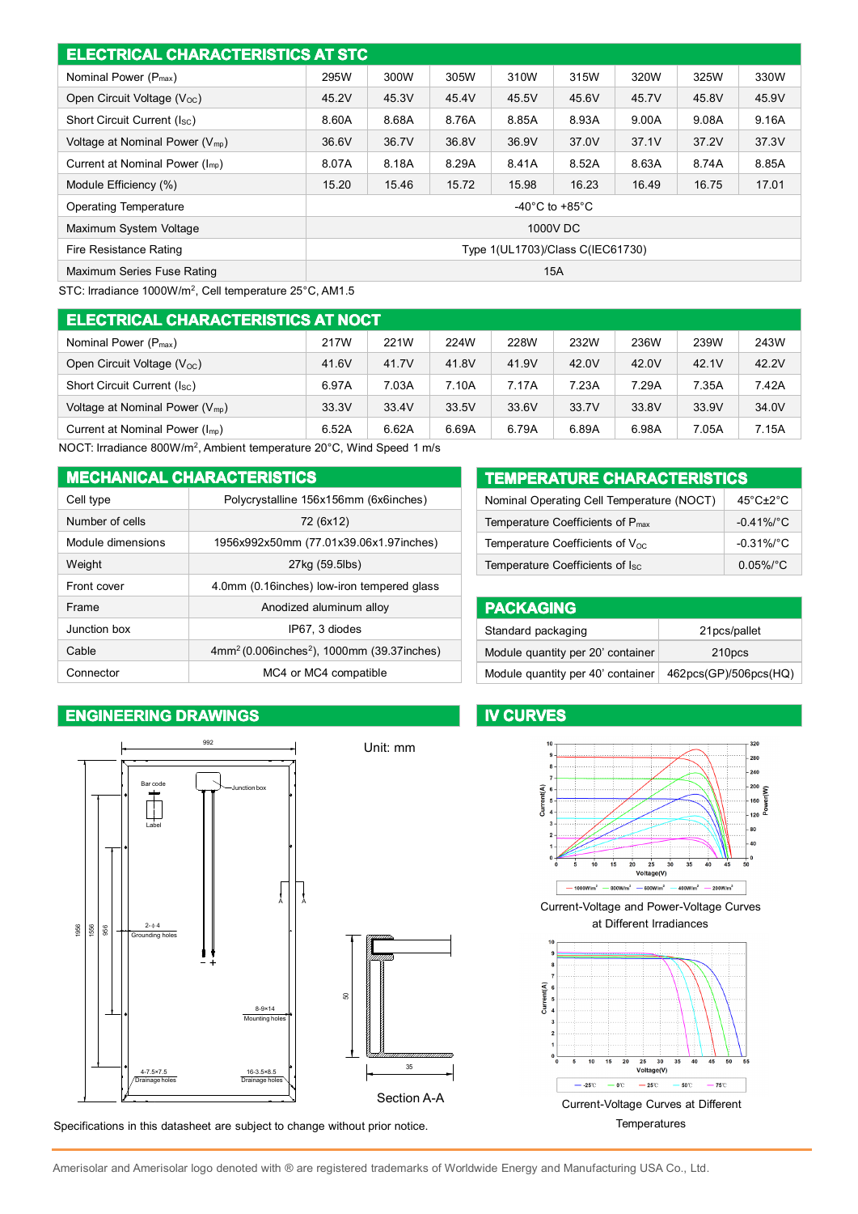## ELECTRICAL CHARACTERISTICS AT STC

| | | | | | | | | |
|---|---|---|---|---|---|---|---|---|
| Nominal Power ($P_{max}$) | 295W | 300W | 305W | 310W | 315W | 320W | 325W | 330W |
| Open Circuit Voltage ($V_{OC}$) | 45.2V | 45.3V | 45.4V | 45.5V | 45.6V | 45.7V | 45.8V | 45.9V |
| Short Circuit Current ($I_{SC}$) | 8.60A | 8.68A | 8.76A | 8.85A | 8.93A | 9.00A | 9.08A | 9.16A |
| Voltage at Nominal Power ($V_{mp}$) | 36.6V | 36.7V | 36.8V | 36.9V | 37.0V | 37.1V | 37.2V | 37.3V |
| Current at Nominal Power ($I_{mp}$) | 8.07A | 8.18A | 8.29A | 8.41A | 8.52A | 8.63A | 8.74A | 8.85A |
| Module Efficiency (%) | 15.20 | 15.46 | 15.72 | 15.98 | 16.23 | 16.49 | 16.75 | 17.01 |
| Operating Temperature | -40°C to +85°C | | | | | | | |
| Maximum System Voltage | 1000V DC | | | | | | | |
| Fire Resistance Rating | Type 1(UL1703)/Class C(IEC61730) | | | | | | | |
| Maximum Series Fuse Rating | 15A | | | | | | | |

STC: Irradiance 1000W/m$^2$, Cell temperature 25°C, AM1.5

## ELECTRICAL CHARACTERISTICS AT NOCT

| | | | | | | | | |
|---|---|---|---|---|---|---|---|---|
| Nominal Power ($P_{max}$) | 217W | 221W | 224W | 228W | 232W | 236W | 239W | 243W |
| Open Circuit Voltage ($V_{OC}$) | 41.6V | 41.7V | 41.8V | 41.9V | 42.0V | 42.0V | 42.1V | 42.2V |
| Short Circuit Current ($I_{SC}$) | 6.97A | 7.03A | 7.10A | 7.17A | 7.23A | 7.29A | 7.35A | 7.42A |
| Voltage at Nominal Power ($V_{mp}$) | 33.3V | 33.4V | 33.5V | 33.6V | 33.7V | 33.8V | 33.9V | 34.0V |
| Current at Nominal Power ($I_{mp}$) | 6.52A | 6.62A | 6.69A | 6.79A | 6.89A | 6.98A | 7.05A | 7.15A |

NOCT: Irradiance 800W/m$^2$, Ambient temperature 20°C, Wind Speed 1 m/s

## MECHANICAL CHARACTERISTICS

| | |
|---|---|
| Cell type | Polycrystalline 156x156mm (6x6inches) |
| Number of cells | 72 (6x12) |
| Module dimensions | 1956x992x50mm (77.01x39.06x1.97inches) |
| Weight | 27kg (59.5lbs) |
| Front cover | 4.0mm (0.16inches) low-iron tempered glass |
| Frame | Anodized aluminum alloy |
| Junction box | IP67, 3 diodes |
| Cable | 4mm$^2$ (0.006inches$^2$), 1000mm (39.37inches) |
| Connector | MC4 or MC4 compatible |

## TEMPERATURE CHARACTERISTICS

| | |
|---|---|
| Nominal Operating Cell Temperature (NOCT) | 45°C±2°C |
| Temperature Coefficients of $P_{max}$ | -0.41%/°C |
| Temperature Coefficients of $V_{OC}$ | -0.31%/°C |
| Temperature Coefficients of $I_{SC}$ | 0.05%/°C |

## PACKAGING

| | |
|---|---|
| Standard packaging | 21pcs/pallet |
| Module quantity per 20' container | 210pcs |
| Module quantity per 40' container | 462pcs(GP)/506pcs(HQ) |

## ENGINEERING DRAWINGS

Unit: mm

992
Bar code
Label
Junction box
1956
1556
956
2-ϕ4
Grounding holes
- +
A A
8-9×14
Mounting holes
4-7.5×7.5
Drainage holes
16-3.5×8.5
Drainage holes

50
35
Section A-A

## IV CURVES

Current(A)
Power(W)
Voltage(V)
1000W/m$^2$ 800W/m$^2$ 600W/m$^2$ 400W/m$^2$ 200W/m$^2$

Current-Voltage and Power-Voltage Curves at Different Irradiances

Current(A)
Voltage(V)
-25°C 0°C 25°C 50°C 75°C

Current-Voltage Curves at Different Temperatures

Specifications in this datasheet are subject to change without prior notice.

Amerisolar and Amerisolar logo denoted with ® are registered trademarks of Worldwide Energy and Manufacturing USA Co., Ltd.